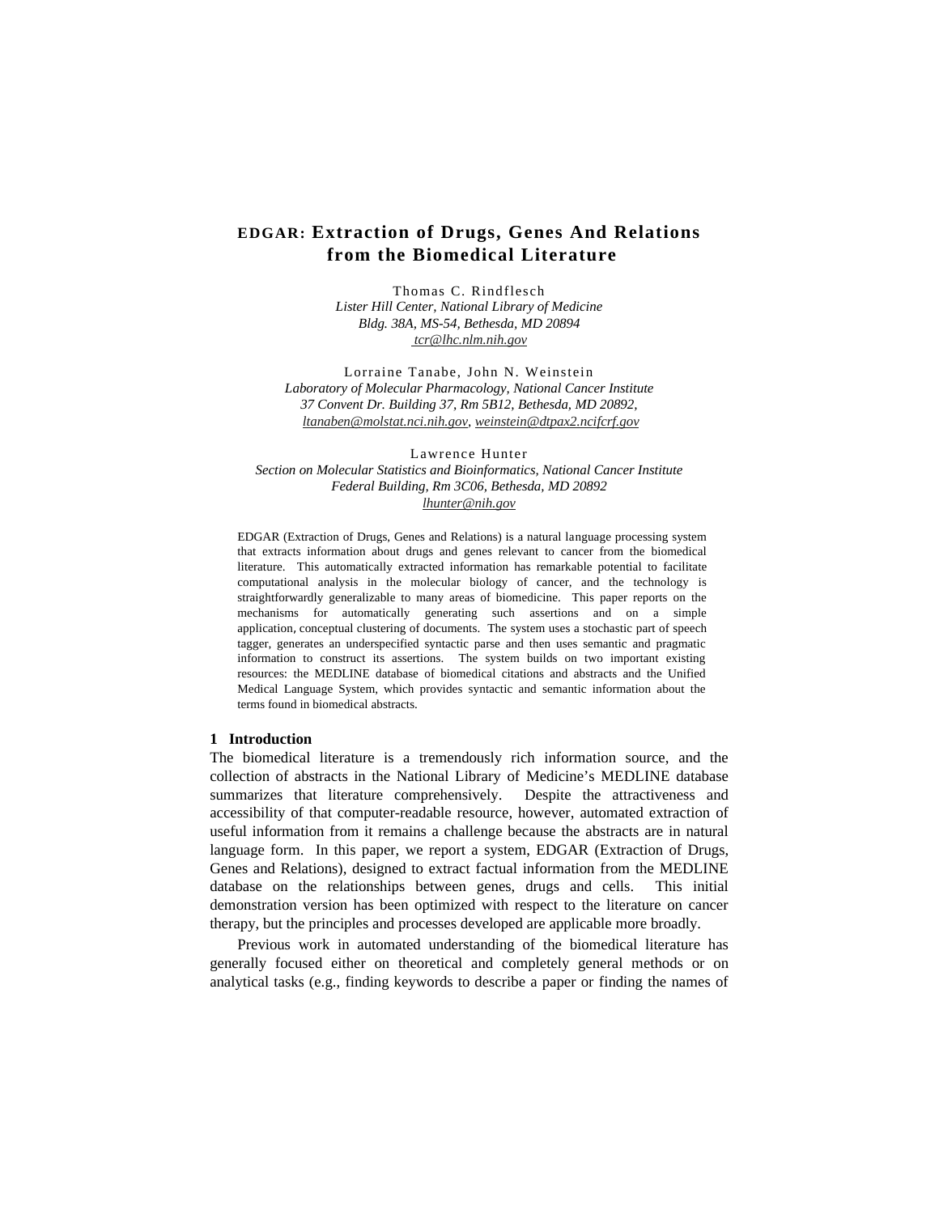# EDGAR: Extraction of Drugs, Genes And Relations from the Biomedical Literature

Thomas C. Rindflesch
*Lister Hill Center, National Library of Medicine*
*Bldg. 38A, MS-54, Bethesda, MD 20894*
tcr@lhc.nlm.nih.gov

Lorraine Tanabe, John N. Weinstein
*Laboratory of Molecular Pharmacology, National Cancer Institute*
*37 Convent Dr. Building 37, Rm 5B12, Bethesda, MD 20892,*
ltanaben@molstat.nci.nih.gov, weinstein@dtpax2.ncifcrf.gov

Lawrence Hunter
*Section on Molecular Statistics and Bioinformatics, National Cancer Institute*
*Federal Building, Rm 3C06, Bethesda, MD 20892*
lhunter@nih.gov

EDGAR (Extraction of Drugs, Genes and Relations) is a natural language processing system that extracts information about drugs and genes relevant to cancer from the biomedical literature. This automatically extracted information has remarkable potential to facilitate computational analysis in the molecular biology of cancer, and the technology is straightforwardly generalizable to many areas of biomedicine. This paper reports on the mechanisms for automatically generating such assertions and on a simple application, conceptual clustering of documents. The system uses a stochastic part of speech tagger, generates an underspecified syntactic parse and then uses semantic and pragmatic information to construct its assertions. The system builds on two important existing resources: the MEDLINE database of biomedical citations and abstracts and the Unified Medical Language System, which provides syntactic and semantic information about the terms found in biomedical abstracts.

## 1 Introduction

The biomedical literature is a tremendously rich information source, and the collection of abstracts in the National Library of Medicine's MEDLINE database summarizes that literature comprehensively. Despite the attractiveness and accessibility of that computer-readable resource, however, automated extraction of useful information from it remains a challenge because the abstracts are in natural language form. In this paper, we report a system, EDGAR (Extraction of Drugs, Genes and Relations), designed to extract factual information from the MEDLINE database on the relationships between genes, drugs and cells. This initial demonstration version has been optimized with respect to the literature on cancer therapy, but the principles and processes developed are applicable more broadly.

Previous work in automated understanding of the biomedical literature has generally focused either on theoretical and completely general methods or on analytical tasks (e.g., finding keywords to describe a paper or finding the names of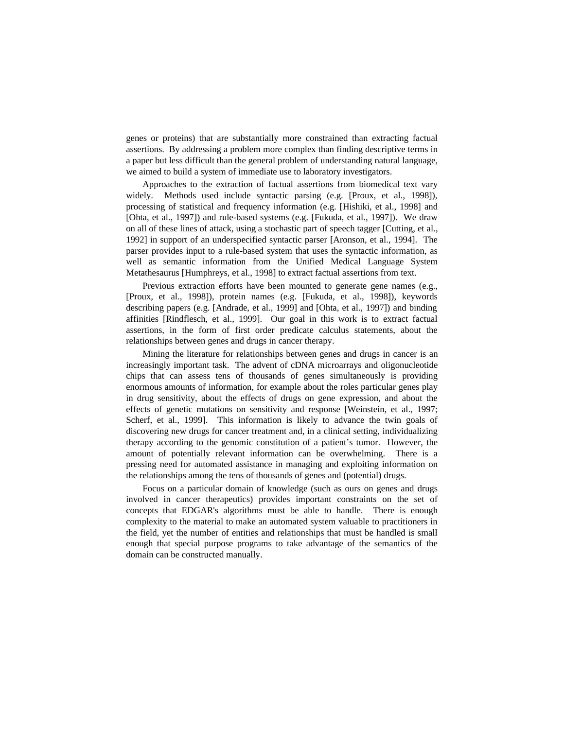genes or proteins) that are substantially more constrained than extracting factual assertions. By addressing a problem more complex than finding descriptive terms in a paper but less difficult than the general problem of understanding natural language, we aimed to build a system of immediate use to laboratory investigators.

Approaches to the extraction of factual assertions from biomedical text vary widely. Methods used include syntactic parsing (e.g. [Proux, et al., 1998]), processing of statistical and frequency information (e.g. [Hishiki, et al., 1998] and [Ohta, et al., 1997]) and rule-based systems (e.g. [Fukuda, et al., 1997]). We draw on all of these lines of attack, using a stochastic part of speech tagger [Cutting, et al., 1992] in support of an underspecified syntactic parser [Aronson, et al., 1994]. The parser provides input to a rule-based system that uses the syntactic information, as well as semantic information from the Unified Medical Language System Metathesaurus [Humphreys, et al., 1998] to extract factual assertions from text.

Previous extraction efforts have been mounted to generate gene names (e.g., [Proux, et al., 1998]), protein names (e.g. [Fukuda, et al., 1998]), keywords describing papers (e.g. [Andrade, et al., 1999] and [Ohta, et al., 1997]) and binding affinities [Rindflesch, et al., 1999]. Our goal in this work is to extract factual assertions, in the form of first order predicate calculus statements, about the relationships between genes and drugs in cancer therapy.

Mining the literature for relationships between genes and drugs in cancer is an increasingly important task. The advent of cDNA microarrays and oligonucleotide chips that can assess tens of thousands of genes simultaneously is providing enormous amounts of information, for example about the roles particular genes play in drug sensitivity, about the effects of drugs on gene expression, and about the effects of genetic mutations on sensitivity and response [Weinstein, et al., 1997; Scherf, et al., 1999]. This information is likely to advance the twin goals of discovering new drugs for cancer treatment and, in a clinical setting, individualizing therapy according to the genomic constitution of a patient's tumor. However, the amount of potentially relevant information can be overwhelming. There is a pressing need for automated assistance in managing and exploiting information on the relationships among the tens of thousands of genes and (potential) drugs.

Focus on a particular domain of knowledge (such as ours on genes and drugs involved in cancer therapeutics) provides important constraints on the set of concepts that EDGAR's algorithms must be able to handle. There is enough complexity to the material to make an automated system valuable to practitioners in the field, yet the number of entities and relationships that must be handled is small enough that special purpose programs to take advantage of the semantics of the domain can be constructed manually.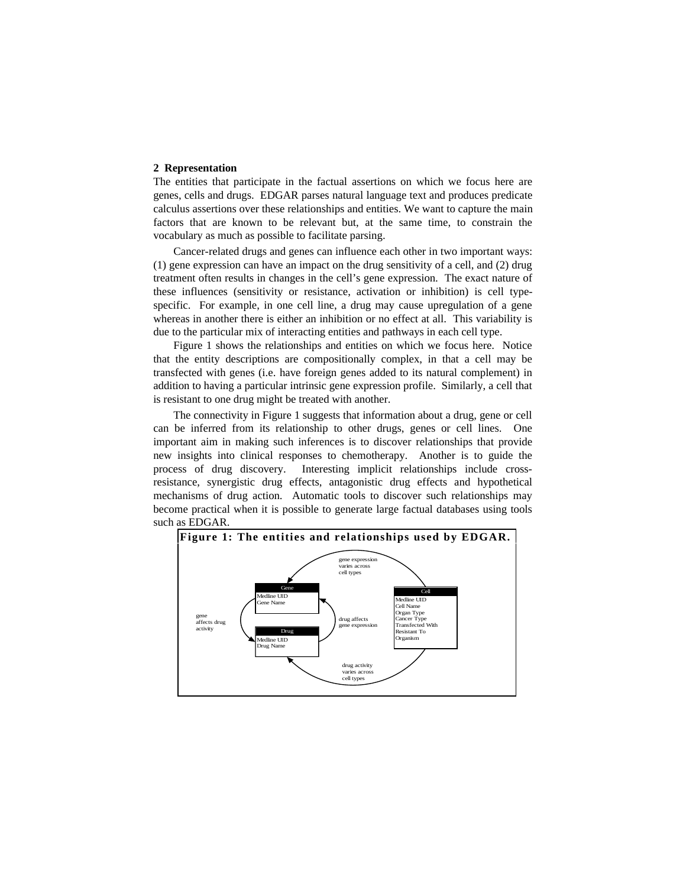## 2 Representation

The entities that participate in the factual assertions on which we focus here are genes, cells and drugs. EDGAR parses natural language text and produces predicate calculus assertions over these relationships and entities. We want to capture the main factors that are known to be relevant but, at the same time, to constrain the vocabulary as much as possible to facilitate parsing.

Cancer-related drugs and genes can influence each other in two important ways: (1) gene expression can have an impact on the drug sensitivity of a cell, and (2) drug treatment often results in changes in the cell's gene expression. The exact nature of these influences (sensitivity or resistance, activation or inhibition) is cell type-specific. For example, in one cell line, a drug may cause upregulation of a gene whereas in another there is either an inhibition or no effect at all. This variability is due to the particular mix of interacting entities and pathways in each cell type.

Figure 1 shows the relationships and entities on which we focus here. Notice that the entity descriptions are compositionally complex, in that a cell may be transfected with genes (i.e. have foreign genes added to its natural complement) in addition to having a particular intrinsic gene expression profile. Similarly, a cell that is resistant to one drug might be treated with another.

The connectivity in Figure 1 suggests that information about a drug, gene or cell can be inferred from its relationship to other drugs, genes or cell lines. One important aim in making such inferences is to discover relationships that provide new insights into clinical responses to chemotherapy. Another is to guide the process of drug discovery. Interesting implicit relationships include cross-resistance, synergistic drug effects, antagonistic drug effects and hypothetical mechanisms of drug action. Automatic tools to discover such relationships may become practical when it is possible to generate large factual databases using tools such as EDGAR.

**Figure 1: The entities and relationships used by EDGAR.**

Gene: Medline UID, Gene Name

Drug: Medline UID, Drug Name

Cell: Medline UID, Cell Name, Organ Type, Cancer Type, Transfected With, Resistant To, Organism

Relationships: gene expression varies across cell types; gene affects drug activity; drug affects gene expression; drug activity varies across cell types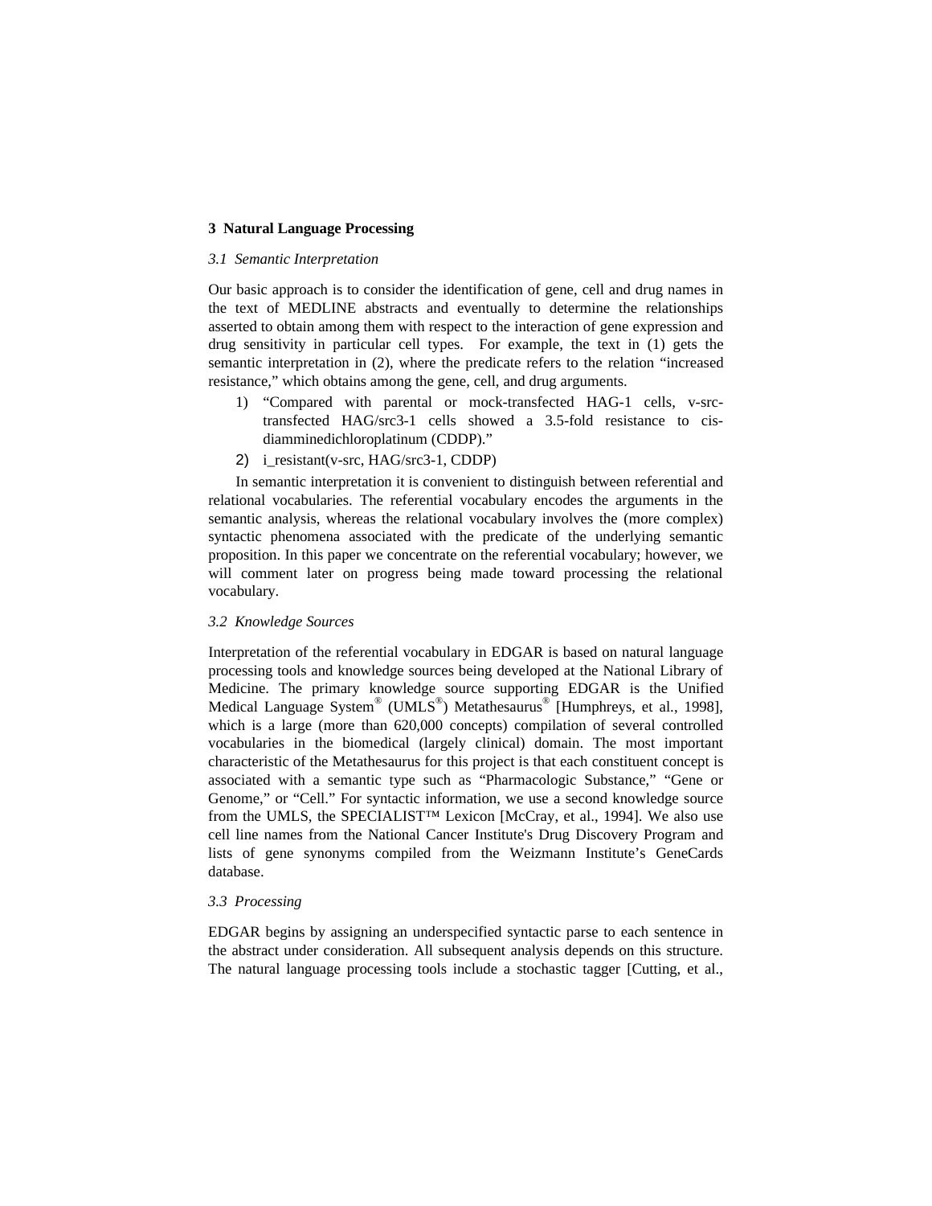## 3 Natural Language Processing

### *3.1 Semantic Interpretation*

Our basic approach is to consider the identification of gene, cell and drug names in the text of MEDLINE abstracts and eventually to determine the relationships asserted to obtain among them with respect to the interaction of gene expression and drug sensitivity in particular cell types. For example, the text in (1) gets the semantic interpretation in (2), where the predicate refers to the relation "increased resistance," which obtains among the gene, cell, and drug arguments.

1) "Compared with parental or mock-transfected HAG-1 cells, v-src-transfected HAG/src3-1 cells showed a 3.5-fold resistance to cis-diamminedichloroplatinum (CDDP)."
2) i_resistant(v-src, HAG/src3-1, CDDP)

In semantic interpretation it is convenient to distinguish between referential and relational vocabularies. The referential vocabulary encodes the arguments in the semantic analysis, whereas the relational vocabulary involves the (more complex) syntactic phenomena associated with the predicate of the underlying semantic proposition. In this paper we concentrate on the referential vocabulary; however, we will comment later on progress being made toward processing the relational vocabulary.

### *3.2 Knowledge Sources*

Interpretation of the referential vocabulary in EDGAR is based on natural language processing tools and knowledge sources being developed at the National Library of Medicine. The primary knowledge source supporting EDGAR is the Unified Medical Language System® (UMLS®) Metathesaurus® [Humphreys, et al., 1998], which is a large (more than 620,000 concepts) compilation of several controlled vocabularies in the biomedical (largely clinical) domain. The most important characteristic of the Metathesaurus for this project is that each constituent concept is associated with a semantic type such as "Pharmacologic Substance," "Gene or Genome," or "Cell." For syntactic information, we use a second knowledge source from the UMLS, the SPECIALIST™ Lexicon [McCray, et al., 1994]. We also use cell line names from the National Cancer Institute's Drug Discovery Program and lists of gene synonyms compiled from the Weizmann Institute's GeneCards database.

### *3.3 Processing*

EDGAR begins by assigning an underspecified syntactic parse to each sentence in the abstract under consideration. All subsequent analysis depends on this structure. The natural language processing tools include a stochastic tagger [Cutting, et al.,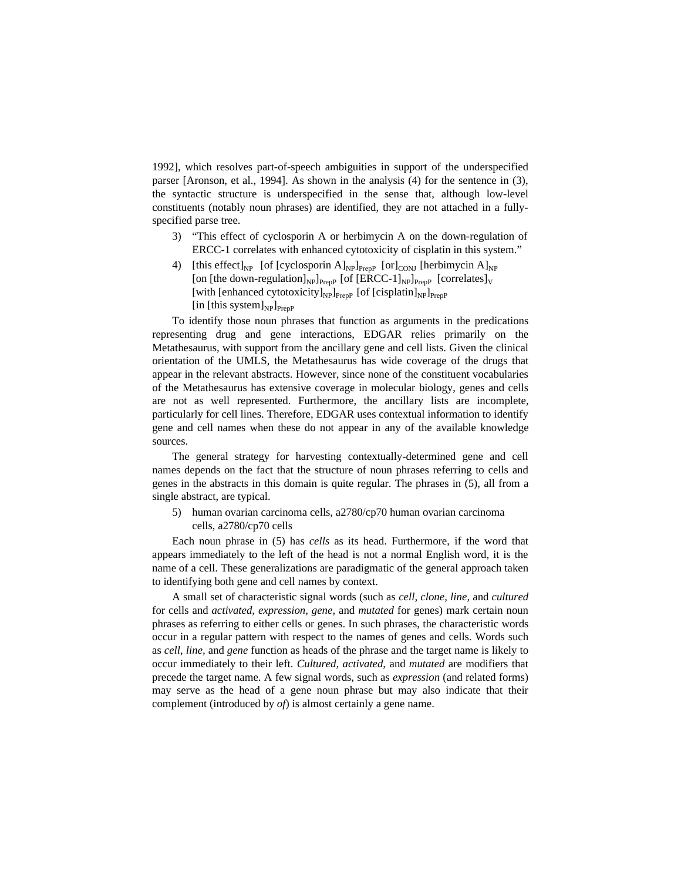1992], which resolves part-of-speech ambiguities in support of the underspecified parser [Aronson, et al., 1994]. As shown in the analysis (4) for the sentence in (3), the syntactic structure is underspecified in the sense that, although low-level constituents (notably noun phrases) are identified, they are not attached in a fully-specified parse tree.

3) “This effect of cyclosporin A or herbimycin A on the down-regulation of ERCC-1 correlates with enhanced cytotoxicity of cisplatin in this system.”

4) $[\text{this effect}]_{NP}$ $[\text{of } [\text{cyclosporin A}]_{NP}]_{PrepP}$ $[\text{or}]_{CONJ}$ $[\text{herbimycin A}]_{NP}$ $[\text{on } [\text{the down-regulation}]_{NP}]_{PrepP}$ $[\text{of } [\text{ERCC-1}]_{NP}]_{PrepP}$ $[\text{correlates}]_{V}$ $[\text{with } [\text{enhanced cytotoxicity}]_{NP}]_{PrepP}$ $[\text{of } [\text{cisplatin}]_{NP}]_{PrepP}$ $[\text{in } [\text{this system}]_{NP}]_{PrepP}$

To identify those noun phrases that function as arguments in the predications representing drug and gene interactions, EDGAR relies primarily on the Metathesaurus, with support from the ancillary gene and cell lists. Given the clinical orientation of the UMLS, the Metathesaurus has wide coverage of the drugs that appear in the relevant abstracts. However, since none of the constituent vocabularies of the Metathesaurus has extensive coverage in molecular biology, genes and cells are not as well represented. Furthermore, the ancillary lists are incomplete, particularly for cell lines. Therefore, EDGAR uses contextual information to identify gene and cell names when these do not appear in any of the available knowledge sources.

The general strategy for harvesting contextually-determined gene and cell names depends on the fact that the structure of noun phrases referring to cells and genes in the abstracts in this domain is quite regular. The phrases in (5), all from a single abstract, are typical.

5) human ovarian carcinoma cells, a2780/cp70 human ovarian carcinoma cells, a2780/cp70 cells

Each noun phrase in (5) has *cells* as its head. Furthermore, if the word that appears immediately to the left of the head is not a normal English word, it is the name of a cell. These generalizations are paradigmatic of the general approach taken to identifying both gene and cell names by context.

A small set of characteristic signal words (such as *cell, clone, line,* and *cultured* for cells and *activated, expression, gene,* and *mutated* for genes) mark certain noun phrases as referring to either cells or genes. In such phrases, the characteristic words occur in a regular pattern with respect to the names of genes and cells. Words such as *cell, line,* and *gene* function as heads of the phrase and the target name is likely to occur immediately to their left. *Cultured, activated,* and *mutated* are modifiers that precede the target name. A few signal words, such as *expression* (and related forms) may serve as the head of a gene noun phrase but may also indicate that their complement (introduced by *of*) is almost certainly a gene name.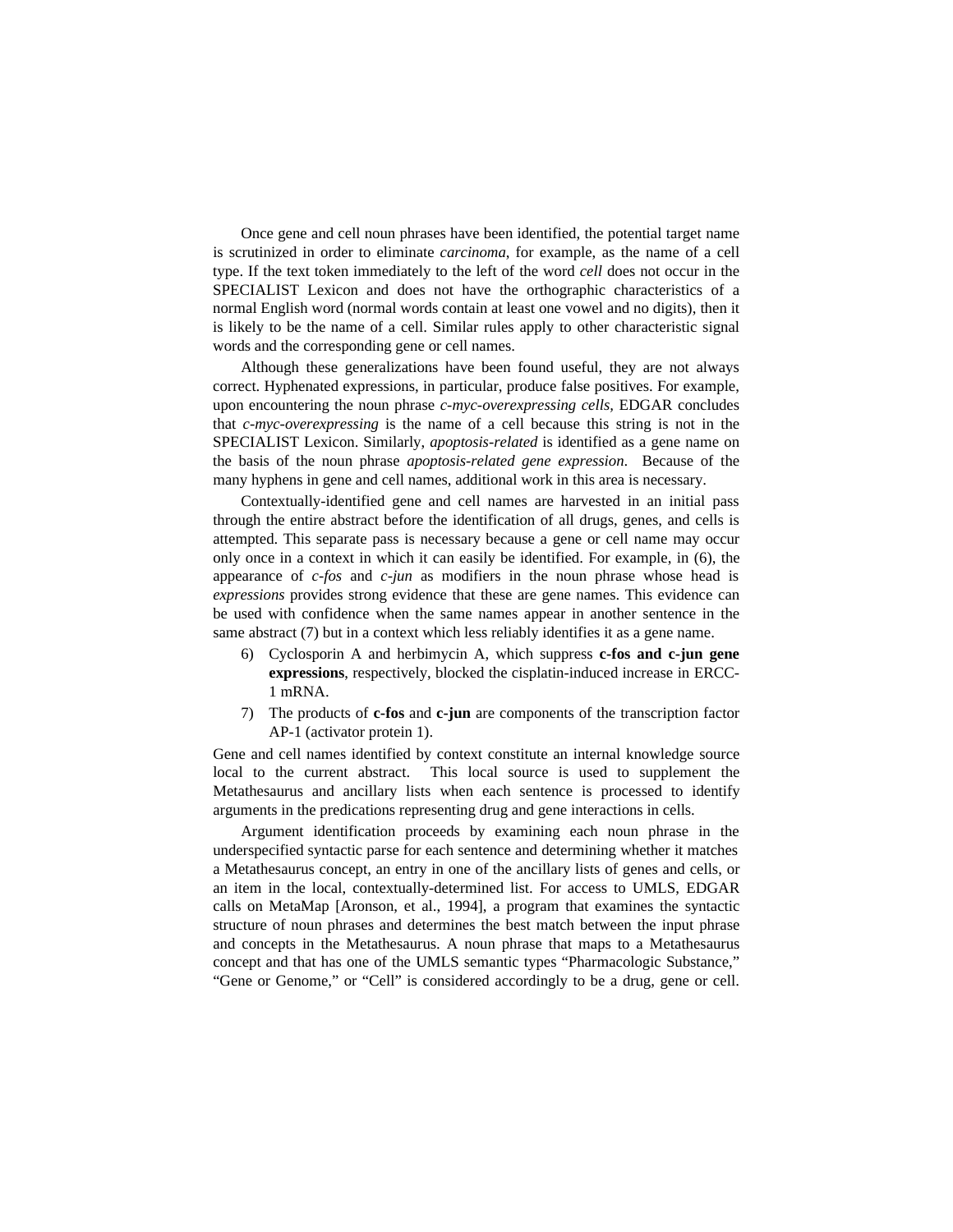Once gene and cell noun phrases have been identified, the potential target name is scrutinized in order to eliminate *carcinoma*, for example, as the name of a cell type. If the text token immediately to the left of the word *cell* does not occur in the SPECIALIST Lexicon and does not have the orthographic characteristics of a normal English word (normal words contain at least one vowel and no digits), then it is likely to be the name of a cell. Similar rules apply to other characteristic signal words and the corresponding gene or cell names.

Although these generalizations have been found useful, they are not always correct. Hyphenated expressions, in particular, produce false positives. For example, upon encountering the noun phrase *c-myc-overexpressing cells*, EDGAR concludes that *c-myc-overexpressing* is the name of a cell because this string is not in the SPECIALIST Lexicon. Similarly, *apoptosis-related* is identified as a gene name on the basis of the noun phrase *apoptosis-related gene expression*. Because of the many hyphens in gene and cell names, additional work in this area is necessary.

Contextually-identified gene and cell names are harvested in an initial pass through the entire abstract before the identification of all drugs, genes, and cells is attempted. This separate pass is necessary because a gene or cell name may occur only once in a context in which it can easily be identified. For example, in (6), the appearance of *c-fos* and *c-jun* as modifiers in the noun phrase whose head is *expressions* provides strong evidence that these are gene names. This evidence can be used with confidence when the same names appear in another sentence in the same abstract (7) but in a context which less reliably identifies it as a gene name.

6) Cyclosporin A and herbimycin A, which suppress **c-fos and c-jun gene expressions**, respectively, blocked the cisplatin-induced increase in ERCC-1 mRNA.
7) The products of **c-fos** and **c-jun** are components of the transcription factor AP-1 (activator protein 1).

Gene and cell names identified by context constitute an internal knowledge source local to the current abstract. This local source is used to supplement the Metathesaurus and ancillary lists when each sentence is processed to identify arguments in the predications representing drug and gene interactions in cells.

Argument identification proceeds by examining each noun phrase in the underspecified syntactic parse for each sentence and determining whether it matches a Metathesaurus concept, an entry in one of the ancillary lists of genes and cells, or an item in the local, contextually-determined list. For access to UMLS, EDGAR calls on MetaMap [Aronson, et al., 1994], a program that examines the syntactic structure of noun phrases and determines the best match between the input phrase and concepts in the Metathesaurus. A noun phrase that maps to a Metathesaurus concept and that has one of the UMLS semantic types "Pharmacologic Substance," "Gene or Genome," or "Cell" is considered accordingly to be a drug, gene or cell.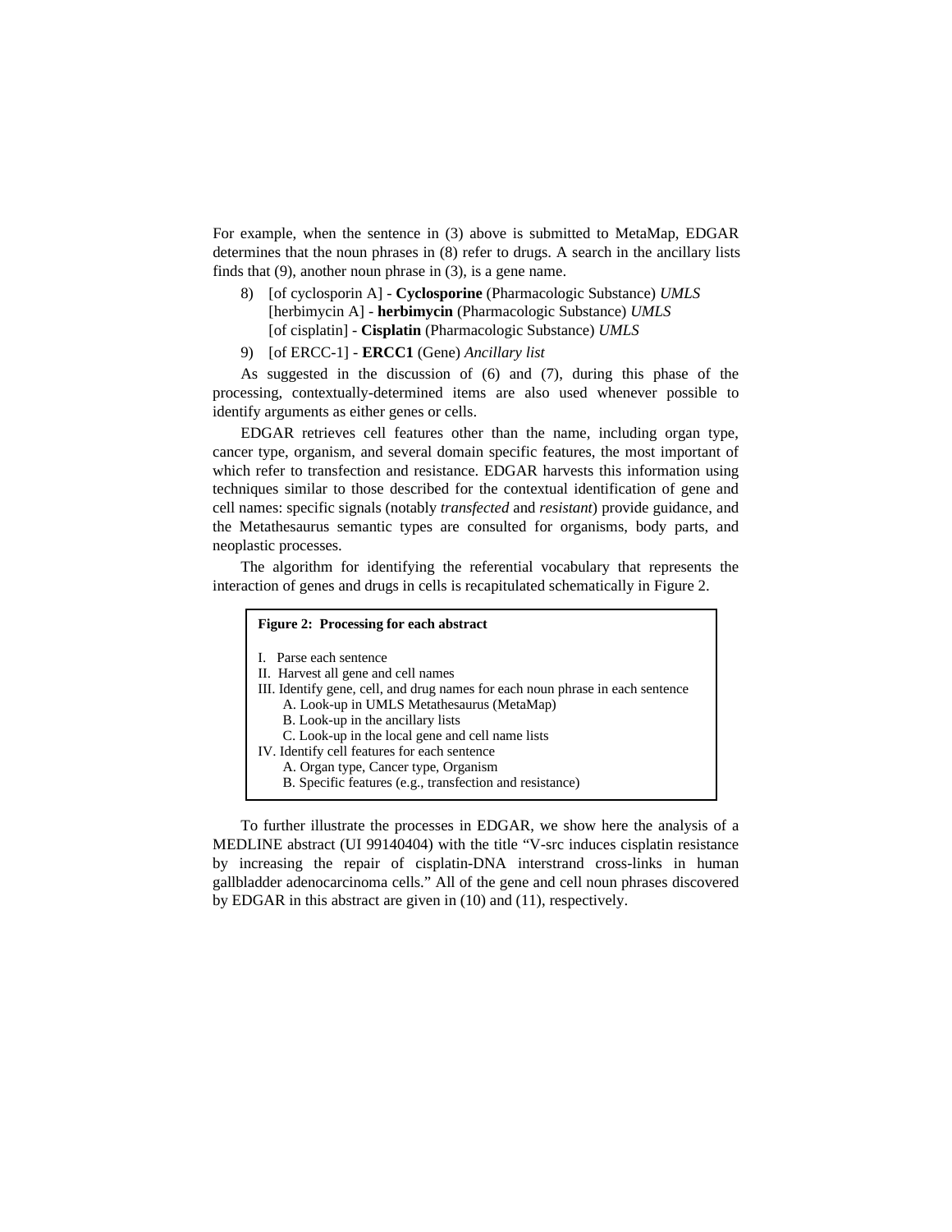For example, when the sentence in (3) above is submitted to MetaMap, EDGAR determines that the noun phrases in (8) refer to drugs. A search in the ancillary lists finds that (9), another noun phrase in (3), is a gene name.

8) [of cyclosporin A] - **Cyclosporine** (Pharmacologic Substance) *UMLS*
   [herbimycin A] - **herbimycin** (Pharmacologic Substance) *UMLS*
   [of cisplatin] - **Cisplatin** (Pharmacologic Substance) *UMLS*

9) [of ERCC-1] - **ERCC1** (Gene) *Ancillary list*

As suggested in the discussion of (6) and (7), during this phase of the processing, contextually-determined items are also used whenever possible to identify arguments as either genes or cells.

EDGAR retrieves cell features other than the name, including organ type, cancer type, organism, and several domain specific features, the most important of which refer to transfection and resistance. EDGAR harvests this information using techniques similar to those described for the contextual identification of gene and cell names: specific signals (notably *transfected* and *resistant*) provide guidance, and the Metathesaurus semantic types are consulted for organisms, body parts, and neoplastic processes.

The algorithm for identifying the referential vocabulary that represents the interaction of genes and drugs in cells is recapitulated schematically in Figure 2.

**Figure 2: Processing for each abstract**

I. Parse each sentence
II. Harvest all gene and cell names
III. Identify gene, cell, and drug names for each noun phrase in each sentence
   A. Look-up in UMLS Metathesaurus (MetaMap)
   B. Look-up in the ancillary lists
   C. Look-up in the local gene and cell name lists
IV. Identify cell features for each sentence
   A. Organ type, Cancer type, Organism
   B. Specific features (e.g., transfection and resistance)

To further illustrate the processes in EDGAR, we show here the analysis of a MEDLINE abstract (UI 99140404) with the title "V-src induces cisplatin resistance by increasing the repair of cisplatin-DNA interstrand cross-links in human gallbladder adenocarcinoma cells." All of the gene and cell noun phrases discovered by EDGAR in this abstract are given in (10) and (11), respectively.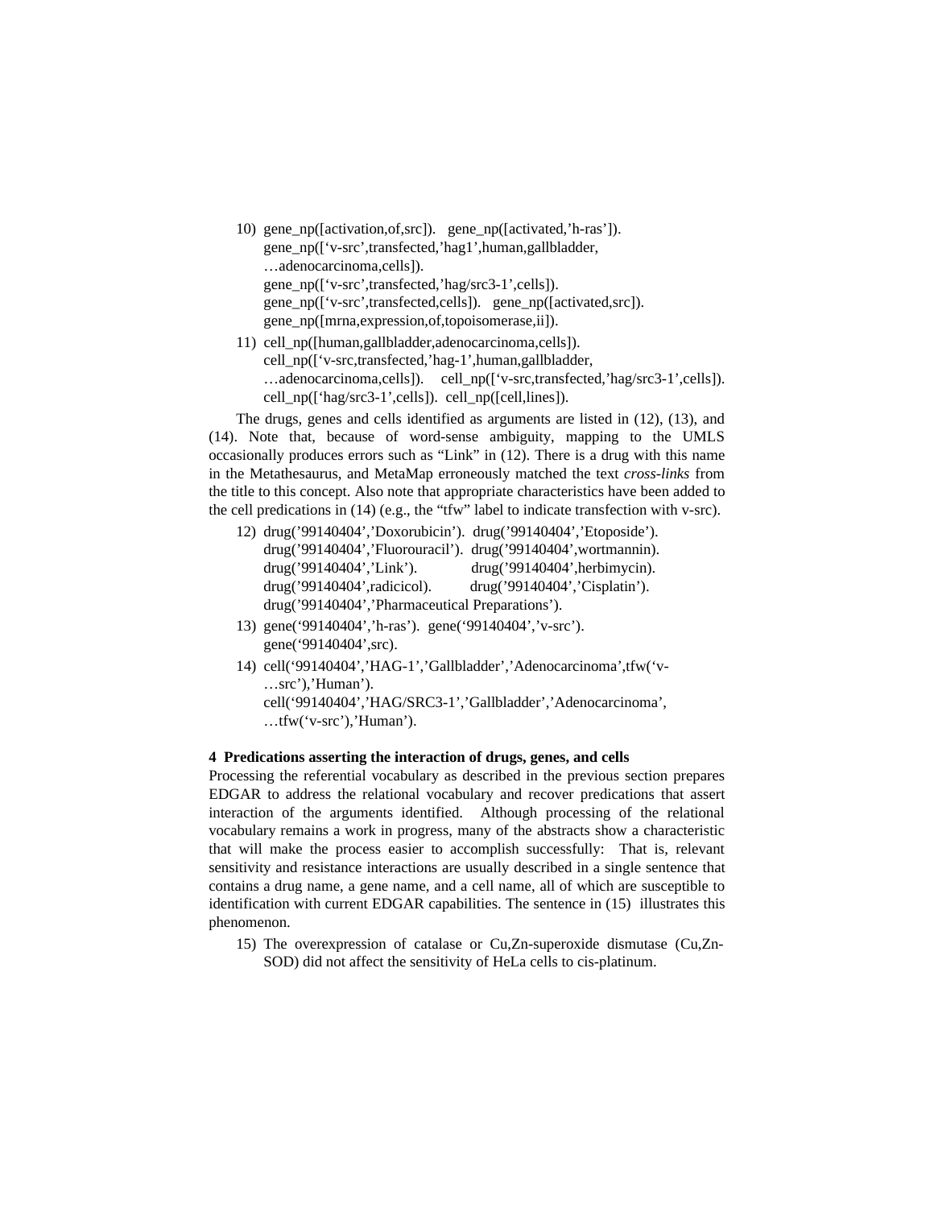10) gene_np([activation,of,src]).   gene_np([activated,'h-ras']).
    gene_np(['v-src',transfected,'hag1',human,gallbladder,
    …adenocarcinoma,cells]).
    gene_np(['v-src',transfected,'hag/src3-1',cells]).
    gene_np(['v-src',transfected,cells]).   gene_np([activated,src]).
    gene_np([mrna,expression,of,topoisomerase,ii]).

11) cell_np([human,gallbladder,adenocarcinoma,cells]).
    cell_np(['v-src,transfected,'hag-1',human,gallbladder,
    …adenocarcinoma,cells]).    cell_np(['v-src,transfected,'hag/src3-1',cells]).
    cell_np(['hag/src3-1',cells]).  cell_np([cell,lines]).

The drugs, genes and cells identified as arguments are listed in (12), (13), and (14). Note that, because of word-sense ambiguity, mapping to the UMLS occasionally produces errors such as "Link" in (12). There is a drug with this name in the Metathesaurus, and MetaMap erroneously matched the text *cross-links* from the title to this concept. Also note that appropriate characteristics have been added to the cell predications in (14) (e.g., the "tfw" label to indicate transfection with v-src).

12) drug('99140404','Doxorubicin').  drug('99140404','Etoposide').
    drug('99140404','Fluorouracil').  drug('99140404',wortmannin).
    drug('99140404','Link').            drug('99140404',herbimycin).
    drug('99140404',radicicol).         drug('99140404','Cisplatin').
    drug('99140404','Pharmaceutical Preparations').

13) gene('99140404','h-ras').  gene('99140404','v-src').
    gene('99140404',src).

14) cell('99140404','HAG-1','Gallbladder','Adenocarcinoma',tfw('v-
    …src'),'Human').
    cell('99140404','HAG/SRC3-1','Gallbladder','Adenocarcinoma',
    …tfw('v-src'),'Human').

**4  Predications asserting the interaction of drugs, genes, and cells**

Processing the referential vocabulary as described in the previous section prepares EDGAR to address the relational vocabulary and recover predications that assert interaction of the arguments identified. Although processing of the relational vocabulary remains a work in progress, many of the abstracts show a characteristic that will make the process easier to accomplish successfully: That is, relevant sensitivity and resistance interactions are usually described in a single sentence that contains a drug name, a gene name, and a cell name, all of which are susceptible to identification with current EDGAR capabilities. The sentence in (15) illustrates this phenomenon.

15) The overexpression of catalase or Cu,Zn-superoxide dismutase (Cu,Zn-SOD) did not affect the sensitivity of HeLa cells to cis-platinum.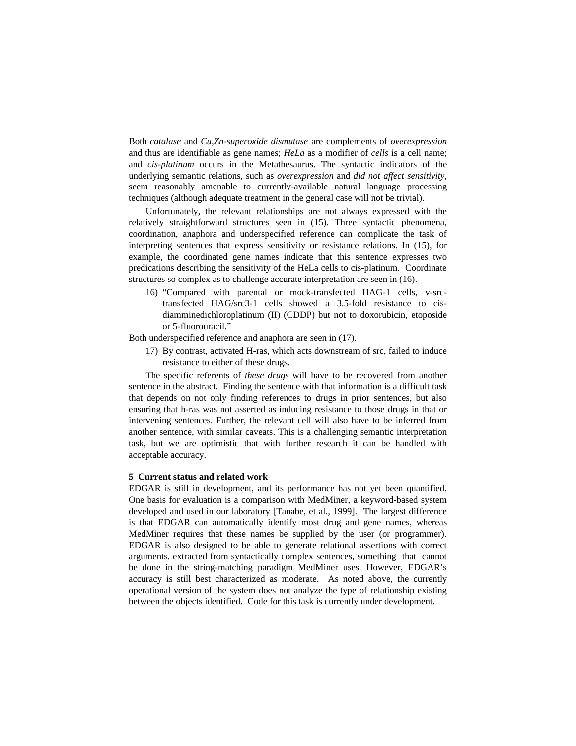Both *catalase* and *Cu,Zn-superoxide dismutase* are complements of *overexpression* and thus are identifiable as gene names; *HeLa* as a modifier of *cells* is a cell name; and *cis-platinum* occurs in the Metathesaurus. The syntactic indicators of the underlying semantic relations, such as *overexpression* and *did not affect sensitivity*, seem reasonably amenable to currently-available natural language processing techniques (although adequate treatment in the general case will not be trivial).

Unfortunately, the relevant relationships are not always expressed with the relatively straightforward structures seen in (15). Three syntactic phenomena, coordination, anaphora and underspecified reference can complicate the task of interpreting sentences that express sensitivity or resistance relations. In (15), for example, the coordinated gene names indicate that this sentence expresses two predications describing the sensitivity of the HeLa cells to cis-platinum. Coordinate structures so complex as to challenge accurate interpretation are seen in (16).

16) "Compared with parental or mock-transfected HAG-1 cells, v-src-transfected HAG/src3-1 cells showed a 3.5-fold resistance to cis-diamminedichloroplatinum (II) (CDDP) but not to doxorubicin, etoposide or 5-fluorouracil."

Both underspecified reference and anaphora are seen in (17).

17) By contrast, activated H-ras, which acts downstream of src, failed to induce resistance to either of these drugs.

The specific referents of *these drugs* will have to be recovered from another sentence in the abstract. Finding the sentence with that information is a difficult task that depends on not only finding references to drugs in prior sentences, but also ensuring that h-ras was not asserted as inducing resistance to those drugs in that or intervening sentences. Further, the relevant cell will also have to be inferred from another sentence, with similar caveats. This is a challenging semantic interpretation task, but we are optimistic that with further research it can be handled with acceptable accuracy.

## 5 Current status and related work

EDGAR is still in development, and its performance has not yet been quantified. One basis for evaluation is a comparison with MedMiner, a keyword-based system developed and used in our laboratory [Tanabe, et al., 1999]. The largest difference is that EDGAR can automatically identify most drug and gene names, whereas MedMiner requires that these names be supplied by the user (or programmer). EDGAR is also designed to be able to generate relational assertions with correct arguments, extracted from syntactically complex sentences, something that cannot be done in the string-matching paradigm MedMiner uses. However, EDGAR's accuracy is still best characterized as moderate. As noted above, the currently operational version of the system does not analyze the type of relationship existing between the objects identified. Code for this task is currently under development.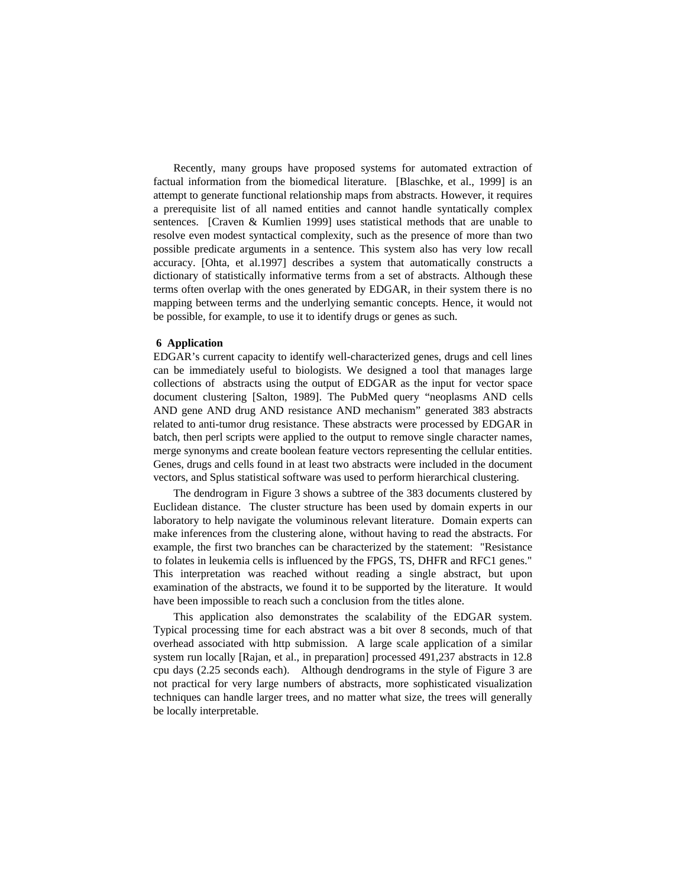Recently, many groups have proposed systems for automated extraction of factual information from the biomedical literature. [Blaschke, et al., 1999] is an attempt to generate functional relationship maps from abstracts. However, it requires a prerequisite list of all named entities and cannot handle syntatically complex sentences. [Craven & Kumlien 1999] uses statistical methods that are unable to resolve even modest syntactical complexity, such as the presence of more than two possible predicate arguments in a sentence. This system also has very low recall accuracy. [Ohta, et al.1997] describes a system that automatically constructs a dictionary of statistically informative terms from a set of abstracts. Although these terms often overlap with the ones generated by EDGAR, in their system there is no mapping between terms and the underlying semantic concepts. Hence, it would not be possible, for example, to use it to identify drugs or genes as such.

## 6 Application

EDGAR's current capacity to identify well-characterized genes, drugs and cell lines can be immediately useful to biologists. We designed a tool that manages large collections of abstracts using the output of EDGAR as the input for vector space document clustering [Salton, 1989]. The PubMed query "neoplasms AND cells AND gene AND drug AND resistance AND mechanism" generated 383 abstracts related to anti-tumor drug resistance. These abstracts were processed by EDGAR in batch, then perl scripts were applied to the output to remove single character names, merge synonyms and create boolean feature vectors representing the cellular entities. Genes, drugs and cells found in at least two abstracts were included in the document vectors, and Splus statistical software was used to perform hierarchical clustering.

The dendrogram in Figure 3 shows a subtree of the 383 documents clustered by Euclidean distance. The cluster structure has been used by domain experts in our laboratory to help navigate the voluminous relevant literature. Domain experts can make inferences from the clustering alone, without having to read the abstracts. For example, the first two branches can be characterized by the statement: "Resistance to folates in leukemia cells is influenced by the FPGS, TS, DHFR and RFC1 genes." This interpretation was reached without reading a single abstract, but upon examination of the abstracts, we found it to be supported by the literature. It would have been impossible to reach such a conclusion from the titles alone.

This application also demonstrates the scalability of the EDGAR system. Typical processing time for each abstract was a bit over 8 seconds, much of that overhead associated with http submission. A large scale application of a similar system run locally [Rajan, et al., in preparation] processed 491,237 abstracts in 12.8 cpu days (2.25 seconds each). Although dendrograms in the style of Figure 3 are not practical for very large numbers of abstracts, more sophisticated visualization techniques can handle larger trees, and no matter what size, the trees will generally be locally interpretable.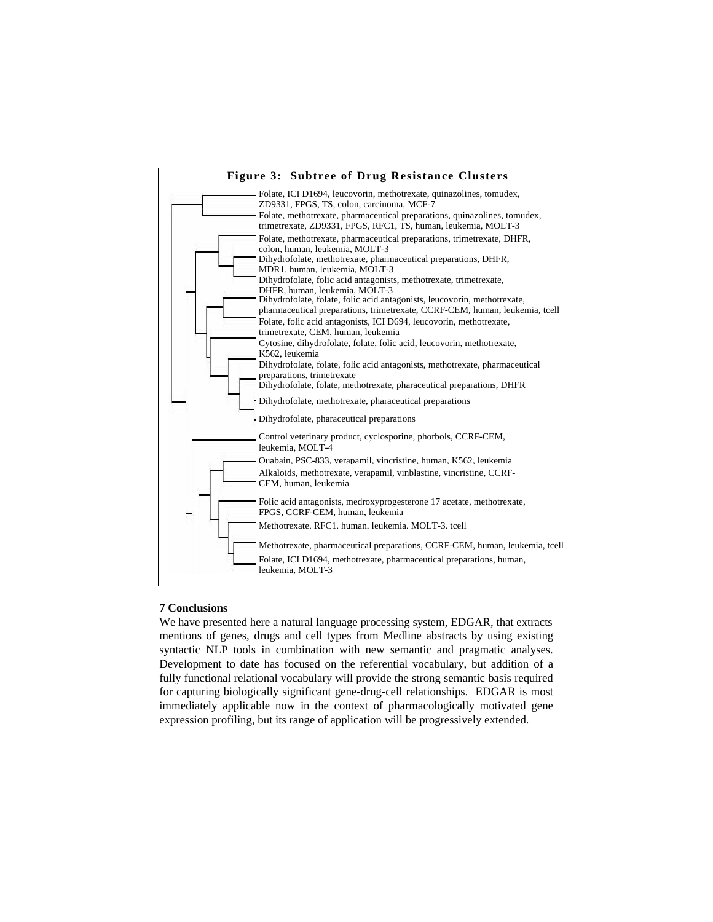**Figure 3: Subtree of Drug Resistance Clusters**

- Folate, ICI D1694, leucovorin, methotrexate, quinazolines, tomudex, ZD9331, FPGS, TS, colon, carcinoma, MCF-7
- Folate, methotrexate, pharmaceutical preparations, quinazolines, tomudex, trimetrexate, ZD9331, FPGS, RFC1, TS, human, leukemia, MOLT-3
- Folate, methotrexate, pharmaceutical preparations, trimetrexate, DHFR, colon, human, leukemia, MOLT-3
- Dihydrofolate, methotrexate, pharmaceutical preparations, DHFR, MDR1, human, leukemia, MOLT-3
- Dihydrofolate, folic acid antagonists, methotrexate, trimetrexate, DHFR, human, leukemia, MOLT-3
- Dihydrofolate, folate, folic acid antagonists, leucovorin, methotrexate, pharmaceutical preparations, trimetrexate, CCRF-CEM, human, leukemia, tcell
- Folate, folic acid antagonists, ICI D694, leucovorin, methotrexate, trimetrexate, CEM, human, leukemia
- Cytosine, dihydrofolate, folate, folic acid, leucovorin, methotrexate, K562, leukemia
- Dihydrofolate, folate, folic acid antagonists, methotrexate, pharmaceutical preparations, trimetrexate
- Dihydrofolate, folate, methotrexate, pharaceutical preparations, DHFR
- Dihydrofolate, methotrexate, pharaceutical preparations
- Dihydrofolate, pharaceutical preparations
- Control veterinary product, cyclosporine, phorbols, CCRF-CEM, leukemia, MOLT-4
- Ouabain, PSC-833, verapamil, vincristine, human, K562, leukemia
- Alkaloids, methotrexate, verapamil, vinblastine, vincristine, CCRF-CEM, human, leukemia
- Folic acid antagonists, medroxyprogesterone 17 acetate, methotrexate, FPGS, CCRF-CEM, human, leukemia
- Methotrexate, RFC1, human, leukemia, MOLT-3, tcell
- Methotrexate, pharmaceutical preparations, CCRF-CEM, human, leukemia, tcell
- Folate, ICI D1694, methotrexate, pharmaceutical preparations, human, leukemia, MOLT-3

## 7 Conclusions

We have presented here a natural language processing system, EDGAR, that extracts mentions of genes, drugs and cell types from Medline abstracts by using existing syntactic NLP tools in combination with new semantic and pragmatic analyses. Development to date has focused on the referential vocabulary, but addition of a fully functional relational vocabulary will provide the strong semantic basis required for capturing biologically significant gene-drug-cell relationships. EDGAR is most immediately applicable now in the context of pharmacologically motivated gene expression profiling, but its range of application will be progressively extended.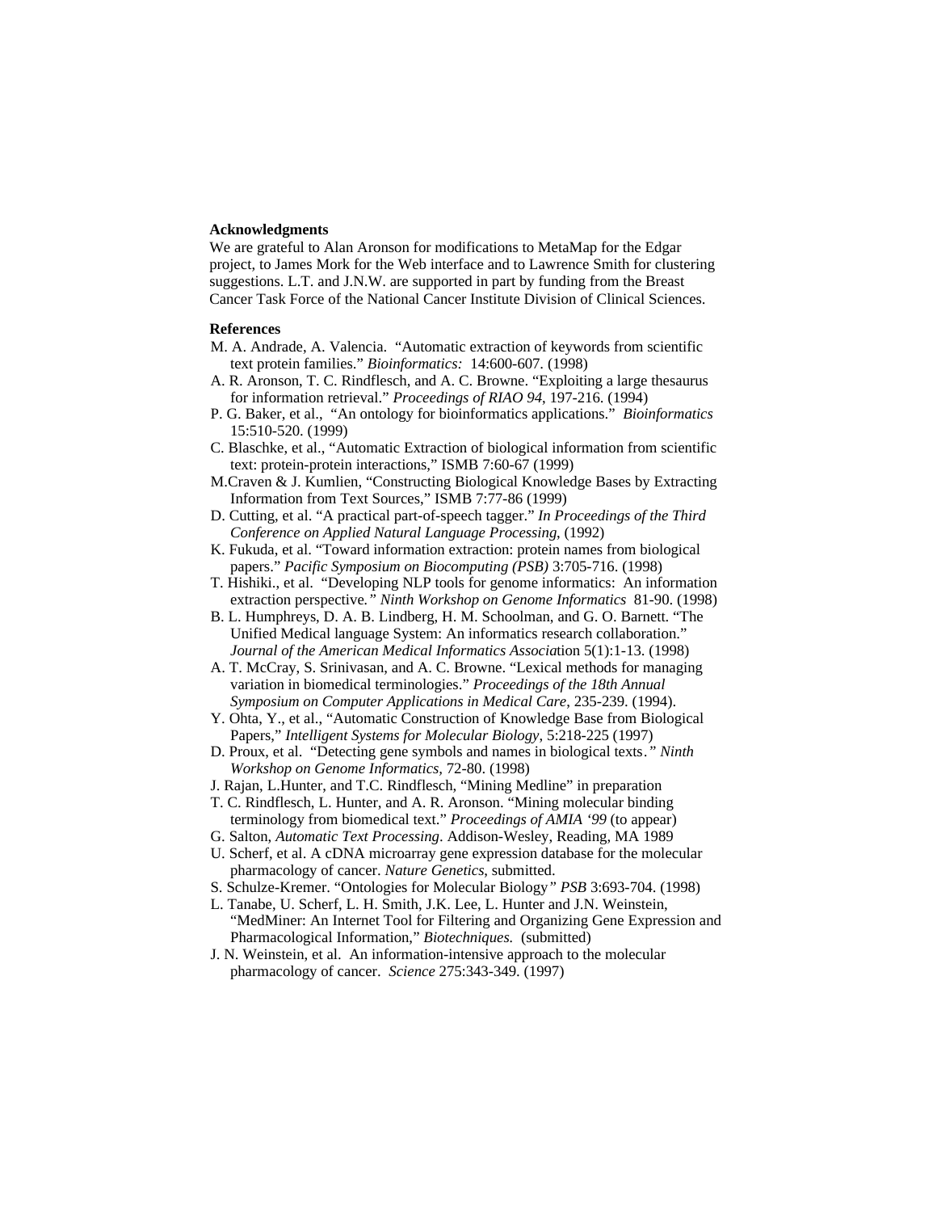**Acknowledgments**

We are grateful to Alan Aronson for modifications to MetaMap for the Edgar project, to James Mork for the Web interface and to Lawrence Smith for clustering suggestions. L.T. and J.N.W. are supported in part by funding from the Breast Cancer Task Force of the National Cancer Institute Division of Clinical Sciences.

**References**

M. A. Andrade, A. Valencia. "Automatic extraction of keywords from scientific text protein families." *Bioinformatics:* 14:600-607. (1998)

A. R. Aronson, T. C. Rindflesch, and A. C. Browne. "Exploiting a large thesaurus for information retrieval." *Proceedings of RIAO 94*, 197-216. (1994)

P. G. Baker, et al., "An ontology for bioinformatics applications." *Bioinformatics* 15:510-520. (1999)

C. Blaschke, et al., "Automatic Extraction of biological information from scientific text: protein-protein interactions," ISMB 7:60-67 (1999)

M.Craven & J. Kumlien, "Constructing Biological Knowledge Bases by Extracting Information from Text Sources," ISMB 7:77-86 (1999)

D. Cutting, et al. "A practical part-of-speech tagger." *In Proceedings of the Third Conference on Applied Natural Language Processing*, (1992)

K. Fukuda, et al. "Toward information extraction: protein names from biological papers." *Pacific Symposium on Biocomputing (PSB)* 3:705-716. (1998)

T. Hishiki., et al. "Developing NLP tools for genome informatics: An information extraction perspective*." Ninth Workshop on Genome Informatics* 81-90. (1998)

B. L. Humphreys, D. A. B. Lindberg, H. M. Schoolman, and G. O. Barnett. "The Unified Medical language System: An informatics research collaboration." *Journal of the American Medical Informatics Associa*tion 5(1):1-13. (1998)

A. T. McCray, S. Srinivasan, and A. C. Browne. "Lexical methods for managing variation in biomedical terminologies." *Proceedings of the 18th Annual Symposium on Computer Applications in Medical Care*, 235-239. (1994).

Y. Ohta, Y., et al., "Automatic Construction of Knowledge Base from Biological Papers," *Intelligent Systems for Molecular Biology*, 5:218-225 (1997)

D. Proux, et al. "Detecting gene symbols and names in biological texts*." Ninth Workshop on Genome Informatics,* 72-80. (1998)

J. Rajan, L.Hunter, and T.C. Rindflesch, "Mining Medline" in preparation

T. C. Rindflesch, L. Hunter, and A. R. Aronson. "Mining molecular binding terminology from biomedical text." *Proceedings of AMIA '99* (to appear)

G. Salton, *Automatic Text Processing*. Addison-Wesley, Reading, MA 1989

U. Scherf, et al. A cDNA microarray gene expression database for the molecular pharmacology of cancer. *Nature Genetics*, submitted.

S. Schulze-Kremer. "Ontologies for Molecular Biology*" PSB* 3:693-704. (1998)

L. Tanabe, U. Scherf, L. H. Smith, J.K. Lee, L. Hunter and J.N. Weinstein, "MedMiner: An Internet Tool for Filtering and Organizing Gene Expression and Pharmacological Information," *Biotechniques.* (submitted)

J. N. Weinstein, et al. An information-intensive approach to the molecular pharmacology of cancer. *Science* 275:343-349. (1997)